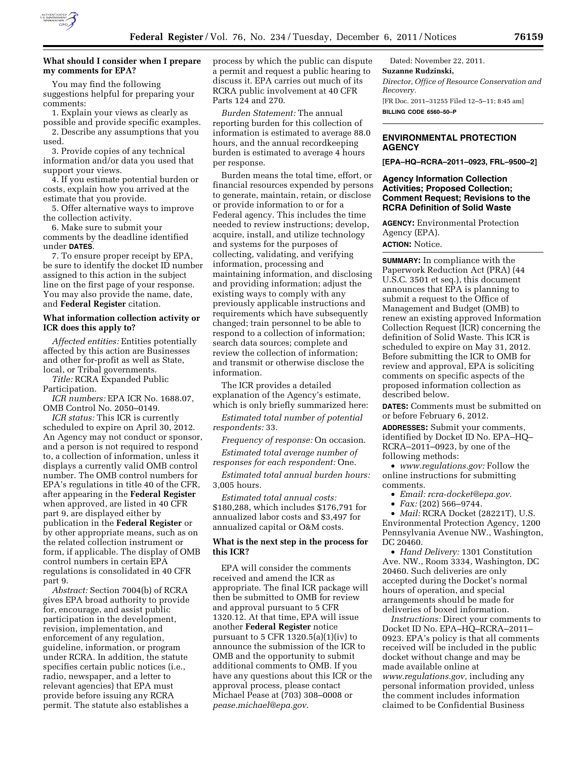### What should I consider when I prepare my comments for EPA?

You may find the following suggestions helpful for preparing your comments:

1. Explain your views as clearly as possible and provide specific examples.
2. Describe any assumptions that you used.
3. Provide copies of any technical information and/or data you used that support your views.
4. If you estimate potential burden or costs, explain how you arrived at the estimate that you provide.
5. Offer alternative ways to improve the collection activity.
6. Make sure to submit your comments by the deadline identified under **DATES**.
7. To ensure proper receipt by EPA, be sure to identify the docket ID number assigned to this action in the subject line on the first page of your response. You may also provide the name, date, and **Federal Register** citation.

### What information collection activity or ICR does this apply to?

*Affected entities:* Entities potentially affected by this action are Businesses and other for-profit as well as State, local, or Tribal governments.

*Title:* RCRA Expanded Public Participation.

*ICR numbers:* EPA ICR No. 1688.07, OMB Control No. 2050–0149.

*ICR status:* This ICR is currently scheduled to expire on April 30, 2012. An Agency may not conduct or sponsor, and a person is not required to respond to, a collection of information, unless it displays a currently valid OMB control number. The OMB control numbers for EPA's regulations in title 40 of the CFR, after appearing in the **Federal Register** when approved, are listed in 40 CFR part 9, are displayed either by publication in the **Federal Register** or by other appropriate means, such as on the related collection instrument or form, if applicable. The display of OMB control numbers in certain EPA regulations is consolidated in 40 CFR part 9.

*Abstract:* Section 7004(b) of RCRA gives EPA broad authority to provide for, encourage, and assist public participation in the development, revision, implementation, and enforcement of any regulation, guideline, information, or program under RCRA. In addition, the statute specifies certain public notices (i.e., radio, newspaper, and a letter to relevant agencies) that EPA must provide before issuing any RCRA permit. The statute also establishes a process by which the public can dispute a permit and request a public hearing to discuss it. EPA carries out much of its RCRA public involvement at 40 CFR Parts 124 and 270.

*Burden Statement:* The annual reporting burden for this collection of information is estimated to average 88.0 hours, and the annual recordkeeping burden is estimated to average 4 hours per response.

Burden means the total time, effort, or financial resources expended by persons to generate, maintain, retain, or disclose or provide information to or for a Federal agency. This includes the time needed to review instructions; develop, acquire, install, and utilize technology and systems for the purposes of collecting, validating, and verifying information, processing and maintaining information, and disclosing and providing information; adjust the existing ways to comply with any previously applicable instructions and requirements which have subsequently changed; train personnel to be able to respond to a collection of information; search data sources; complete and review the collection of information; and transmit or otherwise disclose the information.

The ICR provides a detailed explanation of the Agency's estimate, which is only briefly summarized here:

*Estimated total number of potential respondents:* 33.

*Frequency of response:* On occasion.

*Estimated total average number of responses for each respondent:* One.

*Estimated total annual burden hours:* 3,005 hours.

*Estimated total annual costs:* $180,288, which includes $176,791 for annualized labor costs and $3,497 for annualized capital or O&M costs.

### What is the next step in the process for this ICR?

EPA will consider the comments received and amend the ICR as appropriate. The final ICR package will then be submitted to OMB for review and approval pursuant to 5 CFR 1320.12. At that time, EPA will issue another **Federal Register** notice pursuant to 5 CFR 1320.5(a)(1)(iv) to announce the submission of the ICR to OMB and the opportunity to submit additional comments to OMB. If you have any questions about this ICR or the approval process, please contact Michael Pease at (703) 308–0008 or *pease.michael@epa.gov*.

Dated: November 22, 2011.

**Suzanne Rudzinski,**

*Director, Office of Resource Conservation and Recovery.*

[FR Doc. 2011–31255 Filed 12–5–11; 8:45 am]

**BILLING CODE 6560–50–P**

---

## ENVIRONMENTAL PROTECTION AGENCY

**[EPA–HQ–RCRA–2011–0923, FRL–9500–2]**

### Agency Information Collection Activities; Proposed Collection; Comment Request; Revisions to the RCRA Definition of Solid Waste

**AGENCY:** Environmental Protection Agency (EPA).

**ACTION:** Notice.

**SUMMARY:** In compliance with the Paperwork Reduction Act (PRA) (44 U.S.C. 3501 et seq.), this document announces that EPA is planning to submit a request to the Office of Management and Budget (OMB) to renew an existing approved Information Collection Request (ICR) concerning the definition of Solid Waste. This ICR is scheduled to expire on May 31, 2012. Before submitting the ICR to OMB for review and approval, EPA is soliciting comments on specific aspects of the proposed information collection as described below.

**DATES:** Comments must be submitted on or before February 6, 2012.

**ADDRESSES:** Submit your comments, identified by Docket ID No. EPA–HQ–RCRA–2011–0923, by one of the following methods:

- *www.regulations.gov:* Follow the online instructions for submitting comments.
- *Email: rcra-docket@epa.gov*.
- *Fax:* (202) 566–9744.
- *Mail:* RCRA Docket (28221T), U.S. Environmental Protection Agency, 1200 Pennsylvania Avenue NW., Washington, DC 20460.
- *Hand Delivery:* 1301 Constitution Ave. NW., Room 3334, Washington, DC 20460. Such deliveries are only accepted during the Docket's normal hours of operation, and special arrangements should be made for deliveries of boxed information.

*Instructions:* Direct your comments to Docket ID No. EPA–HQ–RCRA–2011–0923. EPA's policy is that all comments received will be included in the public docket without change and may be made available online at *www.regulations.gov,* including any personal information provided, unless the comment includes information claimed to be Confidential Business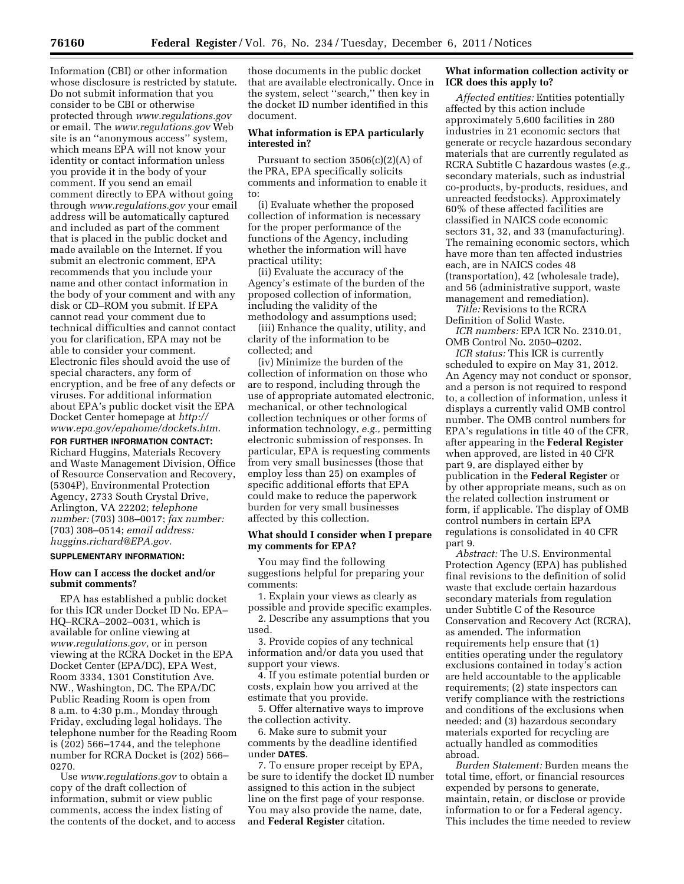Information (CBI) or other information whose disclosure is restricted by statute. Do not submit information that you consider to be CBI or otherwise protected through *www.regulations.gov* or email. The *www.regulations.gov* Web site is an ''anonymous access'' system, which means EPA will not know your identity or contact information unless you provide it in the body of your comment. If you send an email comment directly to EPA without going through *www.regulations.gov* your email address will be automatically captured and included as part of the comment that is placed in the public docket and made available on the Internet. If you submit an electronic comment, EPA recommends that you include your name and other contact information in the body of your comment and with any disk or CD–ROM you submit. If EPA cannot read your comment due to technical difficulties and cannot contact you for clarification, EPA may not be able to consider your comment. Electronic files should avoid the use of special characters, any form of encryption, and be free of any defects or viruses. For additional information about EPA's public docket visit the EPA Docket Center homepage at *http://www.epa.gov/epahome/dockets.htm*.

**FOR FURTHER INFORMATION CONTACT:** Richard Huggins, Materials Recovery and Waste Management Division, Office of Resource Conservation and Recovery, (5304P), Environmental Protection Agency, 2733 South Crystal Drive, Arlington, VA 22202; *telephone number:* (703) 308–0017; *fax number:* (703) 308–0514; *email address: huggins.richard@EPA.gov*.

**SUPPLEMENTARY INFORMATION:**

### How can I access the docket and/or submit comments?

EPA has established a public docket for this ICR under Docket ID No. EPA–HQ–RCRA–2002–0031, which is available for online viewing at *www.regulations.gov,* or in person viewing at the RCRA Docket in the EPA Docket Center (EPA/DC), EPA West, Room 3334, 1301 Constitution Ave. NW., Washington, DC. The EPA/DC Public Reading Room is open from 8 a.m. to 4:30 p.m., Monday through Friday, excluding legal holidays. The telephone number for the Reading Room is (202) 566–1744, and the telephone number for RCRA Docket is (202) 566–0270.

Use *www.regulations.gov* to obtain a copy of the draft collection of information, submit or view public comments, access the index listing of the contents of the docket, and to access those documents in the public docket that are available electronically. Once in the system, select ''search,'' then key in the docket ID number identified in this document.

### What information is EPA particularly interested in?

Pursuant to section 3506(c)(2)(A) of the PRA, EPA specifically solicits comments and information to enable it to:

(i) Evaluate whether the proposed collection of information is necessary for the proper performance of the functions of the Agency, including whether the information will have practical utility;

(ii) Evaluate the accuracy of the Agency's estimate of the burden of the proposed collection of information, including the validity of the methodology and assumptions used;

(iii) Enhance the quality, utility, and clarity of the information to be collected; and

(iv) Minimize the burden of the collection of information on those who are to respond, including through the use of appropriate automated electronic, mechanical, or other technological collection techniques or other forms of information technology, *e.g.,* permitting electronic submission of responses. In particular, EPA is requesting comments from very small businesses (those that employ less than 25) on examples of specific additional efforts that EPA could make to reduce the paperwork burden for very small businesses affected by this collection.

### What should I consider when I prepare my comments for EPA?

You may find the following suggestions helpful for preparing your comments:

1. Explain your views as clearly as possible and provide specific examples.
2. Describe any assumptions that you used.
3. Provide copies of any technical information and/or data you used that support your views.
4. If you estimate potential burden or costs, explain how you arrived at the estimate that you provide.
5. Offer alternative ways to improve the collection activity.
6. Make sure to submit your comments by the deadline identified under **DATES**.
7. To ensure proper receipt by EPA, be sure to identify the docket ID number assigned to this action in the subject line on the first page of your response. You may also provide the name, date, and **Federal Register** citation.

### What information collection activity or ICR does this apply to?

*Affected entities:* Entities potentially affected by this action include approximately 5,600 facilities in 280 industries in 21 economic sectors that generate or recycle hazardous secondary materials that are currently regulated as RCRA Subtitle C hazardous wastes (*e.g.,* secondary materials, such as industrial co-products, by-products, residues, and unreacted feedstocks). Approximately 60% of these affected facilities are classified in NAICS code economic sectors 31, 32, and 33 (manufacturing). The remaining economic sectors, which have more than ten affected industries each, are in NAICS codes 48 (transportation), 42 (wholesale trade), and 56 (administrative support, waste management and remediation).

*Title:* Revisions to the RCRA Definition of Solid Waste.

*ICR numbers:* EPA ICR No. 2310.01, OMB Control No. 2050–0202.

*ICR status:* This ICR is currently scheduled to expire on May 31, 2012. An Agency may not conduct or sponsor, and a person is not required to respond to, a collection of information, unless it displays a currently valid OMB control number. The OMB control numbers for EPA's regulations in title 40 of the CFR, after appearing in the **Federal Register** when approved, are listed in 40 CFR part 9, are displayed either by publication in the **Federal Register** or by other appropriate means, such as on the related collection instrument or form, if applicable. The display of OMB control numbers in certain EPA regulations is consolidated in 40 CFR part 9.

*Abstract:* The U.S. Environmental Protection Agency (EPA) has published final revisions to the definition of solid waste that exclude certain hazardous secondary materials from regulation under Subtitle C of the Resource Conservation and Recovery Act (RCRA), as amended. The information requirements help ensure that (1) entities operating under the regulatory exclusions contained in today's action are held accountable to the applicable requirements; (2) state inspectors can verify compliance with the restrictions and conditions of the exclusions when needed; and (3) hazardous secondary materials exported for recycling are actually handled as commodities abroad.

*Burden Statement:* Burden means the total time, effort, or financial resources expended by persons to generate, maintain, retain, or disclose or provide information to or for a Federal agency. This includes the time needed to review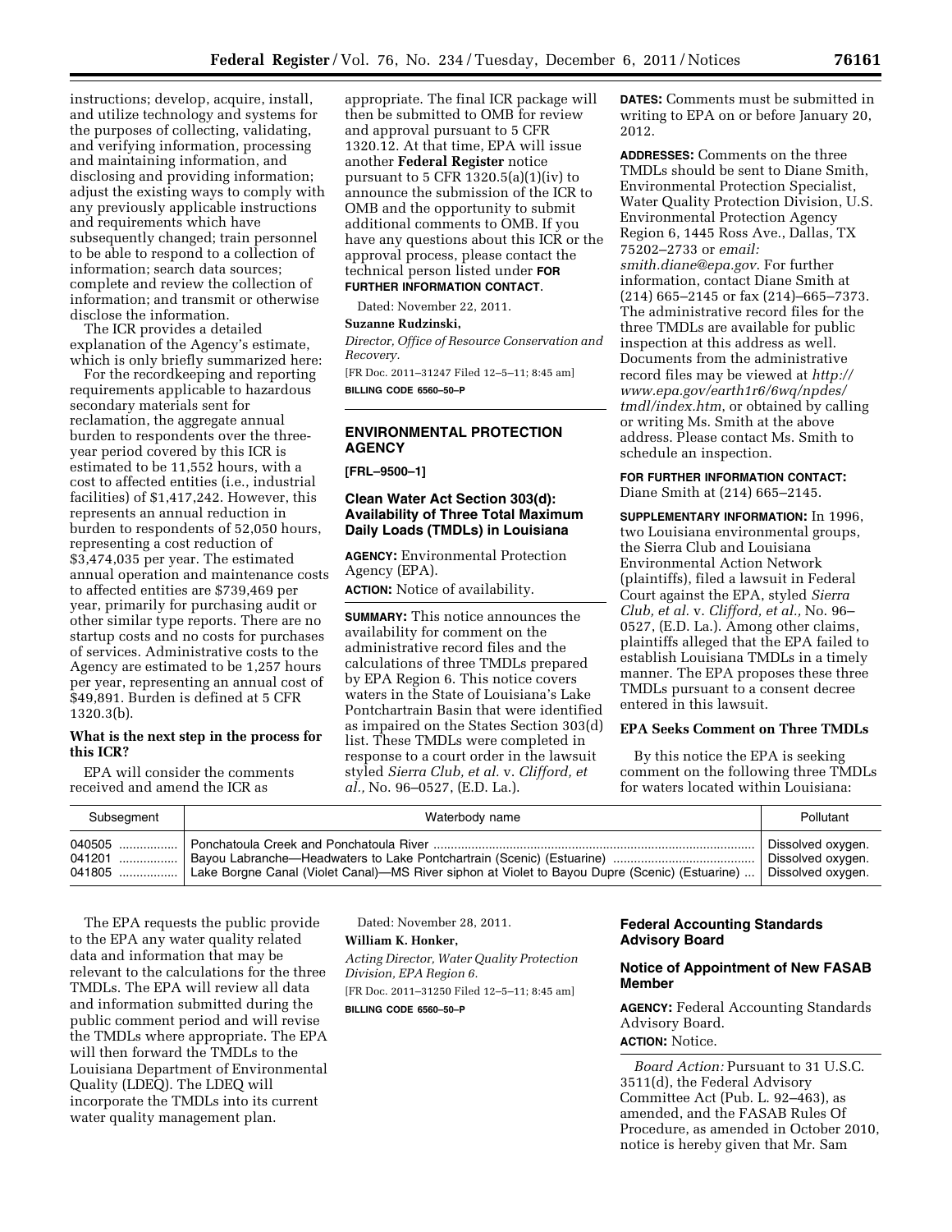instructions; develop, acquire, install, and utilize technology and systems for the purposes of collecting, validating, and verifying information, processing and maintaining information, and disclosing and providing information; adjust the existing ways to comply with any previously applicable instructions and requirements which have subsequently changed; train personnel to be able to respond to a collection of information; search data sources; complete and review the collection of information; and transmit or otherwise disclose the information.

The ICR provides a detailed explanation of the Agency's estimate, which is only briefly summarized here:

For the recordkeeping and reporting requirements applicable to hazardous secondary materials sent for reclamation, the aggregate annual burden to respondents over the three-year period covered by this ICR is estimated to be 11,552 hours, with a cost to affected entities (i.e., industrial facilities) of $1,417,242. However, this represents an annual reduction in burden to respondents of 52,050 hours, representing a cost reduction of $3,474,035 per year. The estimated annual operation and maintenance costs to affected entities are $739,469 per year, primarily for purchasing audit or other similar type reports. There are no startup costs and no costs for purchases of services. Administrative costs to the Agency are estimated to be 1,257 hours per year, representing an annual cost of $49,891. Burden is defined at 5 CFR 1320.3(b).

**What is the next step in the process for this ICR?**

EPA will consider the comments received and amend the ICR as appropriate. The final ICR package will then be submitted to OMB for review and approval pursuant to 5 CFR 1320.12. At that time, EPA will issue another **Federal Register** notice pursuant to 5 CFR 1320.5(a)(1)(iv) to announce the submission of the ICR to OMB and the opportunity to submit additional comments to OMB. If you have any questions about this ICR or the approval process, please contact the technical person listed under **FOR FURTHER INFORMATION CONTACT**.

Dated: November 22, 2011.

**Suzanne Rudzinski,**

*Director, Office of Resource Conservation and Recovery.*

[FR Doc. 2011–31247 Filed 12–5–11; 8:45 am]

**BILLING CODE 6560–50–P**

## ENVIRONMENTAL PROTECTION AGENCY

**[FRL–9500–1]**

### Clean Water Act Section 303(d): Availability of Three Total Maximum Daily Loads (TMDLs) in Louisiana

**AGENCY:** Environmental Protection Agency (EPA).

**ACTION:** Notice of availability.

**SUMMARY:** This notice announces the availability for comment on the administrative record files and the calculations of three TMDLs prepared by EPA Region 6. This notice covers waters in the State of Louisiana's Lake Pontchartrain Basin that were identified as impaired on the States Section 303(d) list. These TMDLs were completed in response to a court order in the lawsuit styled *Sierra Club, et al.* v. *Clifford, et al.,* No. 96–0527, (E.D. La.).

**DATES:** Comments must be submitted in writing to EPA on or before January 20, 2012.

**ADDRESSES:** Comments on the three TMDLs should be sent to Diane Smith, Environmental Protection Specialist, Water Quality Protection Division, U.S. Environmental Protection Agency Region 6, 1445 Ross Ave., Dallas, TX 75202–2733 or *email: smith.diane@epa.gov*. For further information, contact Diane Smith at (214) 665–2145 or fax (214)–665–7373. The administrative record files for the three TMDLs are available for public inspection at this address as well. Documents from the administrative record files may be viewed at *http://www.epa.gov/earth1r6/6wq/npdes/tmdl/index.htm*, or obtained by calling or writing Ms. Smith at the above address. Please contact Ms. Smith to schedule an inspection.

**FOR FURTHER INFORMATION CONTACT:** Diane Smith at (214) 665–2145.

**SUPPLEMENTARY INFORMATION:** In 1996, two Louisiana environmental groups, the Sierra Club and Louisiana Environmental Action Network (plaintiffs), filed a lawsuit in Federal Court against the EPA, styled *Sierra Club, et al.* v. *Clifford, et al.,* No. 96–0527, (E.D. La.). Among other claims, plaintiffs alleged that the EPA failed to establish Louisiana TMDLs in a timely manner. The EPA proposes these three TMDLs pursuant to a consent decree entered in this lawsuit.

**EPA Seeks Comment on Three TMDLs**

By this notice the EPA is seeking comment on the following three TMDLs for waters located within Louisiana:

| Subsegment | Waterbody name | Pollutant |
|---|---|---|
| 040505 | Ponchatoula Creek and Ponchatoula River | Dissolved oxygen. |
| 041201 | Bayou Labranche—Headwaters to Lake Pontchartrain (Scenic) (Estuarine) | Dissolved oxygen. |
| 041805 | Lake Borgne Canal (Violet Canal)—MS River siphon at Violet to Bayou Dupre (Scenic) (Estuarine) | Dissolved oxygen. |

The EPA requests the public provide to the EPA any water quality related data and information that may be relevant to the calculations for the three TMDLs. The EPA will review all data and information submitted during the public comment period and will revise the TMDLs where appropriate. The EPA will then forward the TMDLs to the Louisiana Department of Environmental Quality (LDEQ). The LDEQ will incorporate the TMDLs into its current water quality management plan.

Dated: November 28, 2011.

**William K. Honker,**

*Acting Director, Water Quality Protection Division, EPA Region 6.*

[FR Doc. 2011–31250 Filed 12–5–11; 8:45 am]

**BILLING CODE 6560–50–P**

## Federal Accounting Standards Advisory Board

### Notice of Appointment of New FASAB Member

**AGENCY:** Federal Accounting Standards Advisory Board.

**ACTION:** Notice.

*Board Action:* Pursuant to 31 U.S.C. 3511(d), the Federal Advisory Committee Act (Pub. L. 92–463), as amended, and the FASAB Rules Of Procedure, as amended in October 2010, notice is hereby given that Mr. Sam